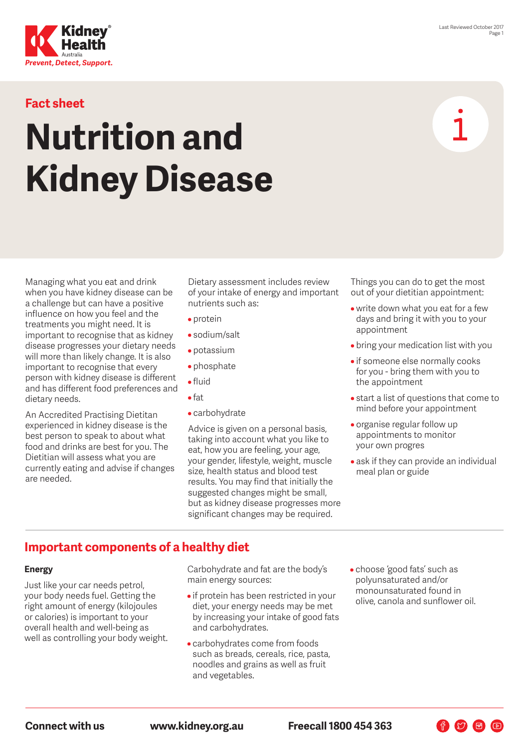Kidney Health Australia

*Prevent, Detect, Support.*

Fact sheet

# Nutrition and Kidney Disease

Managing what you eat and drink when you have kidney disease can be a challenge but can have a positive influence on how you feel and the treatments you might need. It is important to recognise that as kidney disease progresses your dietary needs will more than likely change. It is also important to recognise that every person with kidney disease is different and has different food preferences and dietary needs.

An Accredited Practising Dietitan experienced in kidney disease is the best person to speak to about what food and drinks are best for you. The Dietitian will assess what you are currently eating and advise if changes are needed.

Dietary assessment includes review of your intake of energy and important nutrients such as:

- protein
- sodium/salt
- potassium
- phosphate
- fluid
- fat
- carbohydrate

Advice is given on a personal basis, taking into account what you like to eat, how you are feeling, your age, your gender, lifestyle, weight, muscle size, health status and blood test results. You may find that initially the suggested changes might be small, but as kidney disease progresses more significant changes may be required.

Things you can do to get the most out of your dietitian appointment:

- write down what you eat for a few days and bring it with you to your appointment
- bring your medication list with you
- if someone else normally cooks for you - bring them with you to the appointment
- start a list of questions that come to mind before your appointment
- organise regular follow up appointments to monitor your own progres
- ask if they can provide an individual meal plan or guide

## Important components of a healthy diet

### Energy

Just like your car needs petrol, your body needs fuel. Getting the right amount of energy (kilojoules or calories) is important to your overall health and well-being as well as controlling your body weight.

Carbohydrate and fat are the body's main energy sources:

- if protein has been restricted in your diet, your energy needs may be met by increasing your intake of good fats and carbohydrates.
- carbohydrates come from foods such as breads, cereals, rice, pasta, noodles and grains as well as fruit and vegetables.
- choose 'good fats' such as polyunsaturated and/or monounsaturated found in olive, canola and sunflower oil.

**Connect with us** **www.kidney.org.au** **Freecall 1800 454 363**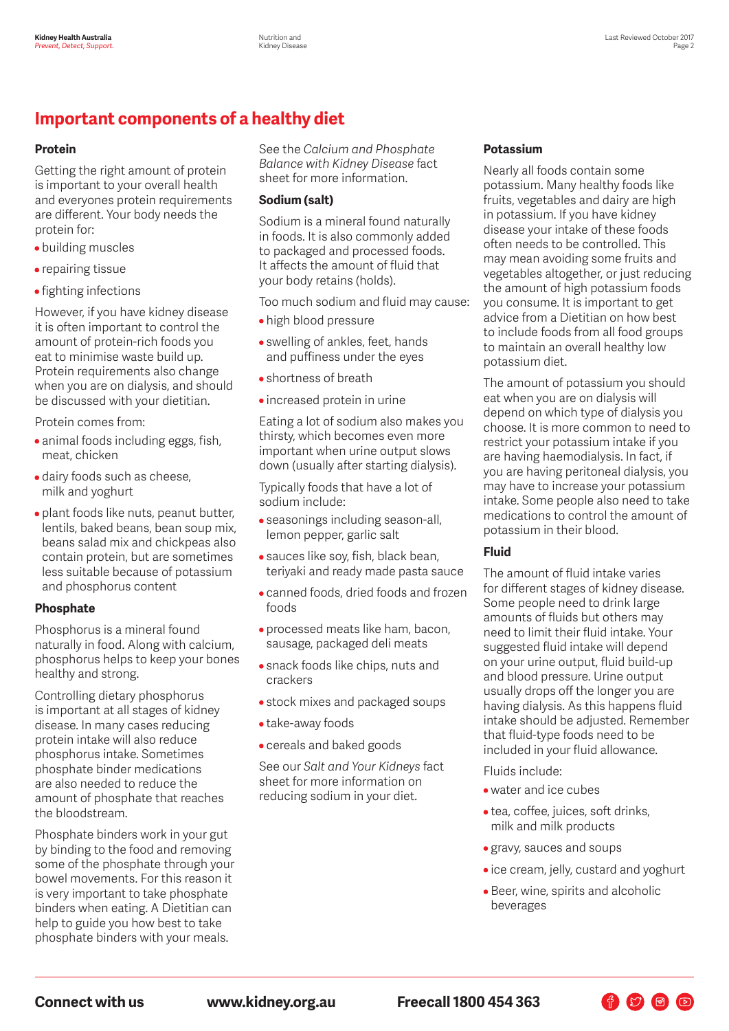## Important components of a healthy diet

### Protein

Getting the right amount of protein is important to your overall health and everyones protein requirements are different. Your body needs the protein for:

- building muscles
- repairing tissue
- fighting infections

However, if you have kidney disease it is often important to control the amount of protein-rich foods you eat to minimise waste build up. Protein requirements also change when you are on dialysis, and should be discussed with your dietitian.

Protein comes from:

- animal foods including eggs, fish, meat, chicken
- dairy foods such as cheese, milk and yoghurt
- plant foods like nuts, peanut butter, lentils, baked beans, bean soup mix, beans salad mix and chickpeas also contain protein, but are sometimes less suitable because of potassium and phosphorus content

### Phosphate

Phosphorus is a mineral found naturally in food. Along with calcium, phosphorus helps to keep your bones healthy and strong.

Controlling dietary phosphorus is important at all stages of kidney disease. In many cases reducing protein intake will also reduce phosphorus intake. Sometimes phosphate binder medications are also needed to reduce the amount of phosphate that reaches the bloodstream.

Phosphate binders work in your gut by binding to the food and removing some of the phosphate through your bowel movements. For this reason it is very important to take phosphate binders when eating. A Dietitian can help to guide you how best to take phosphate binders with your meals.

See the *Calcium and Phosphate Balance with Kidney Disease* fact sheet for more information.

### Sodium (salt)

Sodium is a mineral found naturally in foods. It is also commonly added to packaged and processed foods. It affects the amount of fluid that your body retains (holds).

Too much sodium and fluid may cause:

- high blood pressure
- swelling of ankles, feet, hands and puffiness under the eyes
- shortness of breath
- increased protein in urine

Eating a lot of sodium also makes you thirsty, which becomes even more important when urine output slows down (usually after starting dialysis).

Typically foods that have a lot of sodium include:

- seasonings including season-all, lemon pepper, garlic salt
- sauces like soy, fish, black bean, teriyaki and ready made pasta sauce
- canned foods, dried foods and frozen foods
- processed meats like ham, bacon, sausage, packaged deli meats
- snack foods like chips, nuts and crackers
- stock mixes and packaged soups
- take-away foods
- cereals and baked goods

See our *Salt and Your Kidneys* fact sheet for more information on reducing sodium in your diet.

### Potassium

Nearly all foods contain some potassium. Many healthy foods like fruits, vegetables and dairy are high in potassium. If you have kidney disease your intake of these foods often needs to be controlled. This may mean avoiding some fruits and vegetables altogether, or just reducing the amount of high potassium foods you consume. It is important to get advice from a Dietitian on how best to include foods from all food groups to maintain an overall healthy low potassium diet.

The amount of potassium you should eat when you are on dialysis will depend on which type of dialysis you choose. It is more common to need to restrict your potassium intake if you are having haemodialysis. In fact, if you are having peritoneal dialysis, you may have to increase your potassium intake. Some people also need to take medications to control the amount of potassium in their blood.

### Fluid

The amount of fluid intake varies for different stages of kidney disease. Some people need to drink large amounts of fluids but others may need to limit their fluid intake. Your suggested fluid intake will depend on your urine output, fluid build-up and blood pressure. Urine output usually drops off the longer you are having dialysis. As this happens fluid intake should be adjusted. Remember that fluid-type foods need to be included in your fluid allowance.

Fluids include:

- water and ice cubes
- tea, coffee, juices, soft drinks, milk and milk products
- gravy, sauces and soups
- ice cream, jelly, custard and yoghurt
- Beer, wine, spirits and alcoholic beverages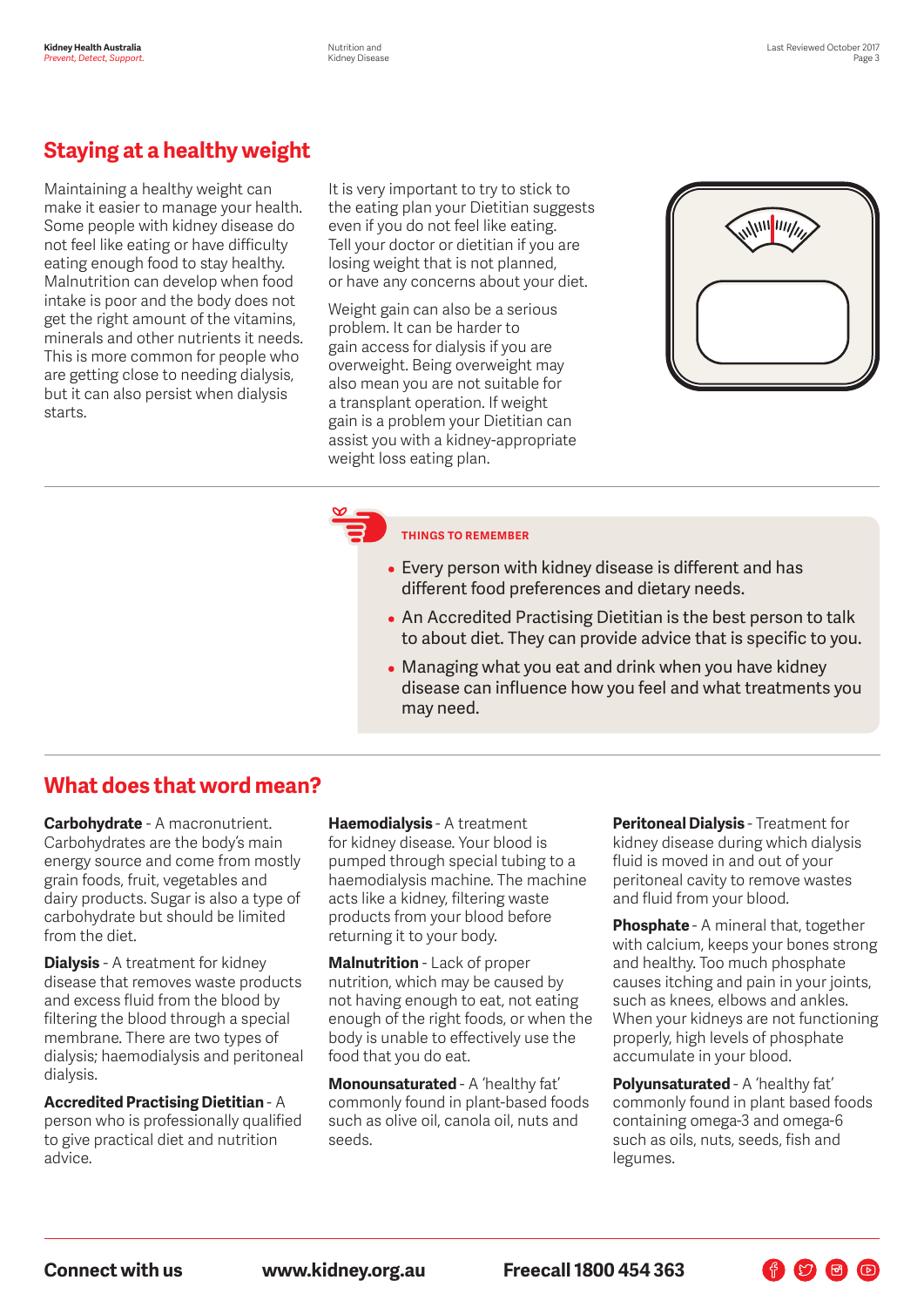## Staying at a healthy weight

Maintaining a healthy weight can make it easier to manage your health. Some people with kidney disease do not feel like eating or have difficulty eating enough food to stay healthy. Malnutrition can develop when food intake is poor and the body does not get the right amount of the vitamins, minerals and other nutrients it needs. This is more common for people who are getting close to needing dialysis, but it can also persist when dialysis starts.

It is very important to try to stick to the eating plan your Dietitian suggests even if you do not feel like eating. Tell your doctor or dietitian if you are losing weight that is not planned, or have any concerns about your diet.

Weight gain can also be a serious problem. It can be harder to gain access for dialysis if you are overweight. Being overweight may also mean you are not suitable for a transplant operation. If weight gain is a problem your Dietitian can assist you with a kidney-appropriate weight loss eating plan.

**THINGS TO REMEMBER**

- Every person with kidney disease is different and has different food preferences and dietary needs.
- An Accredited Practising Dietitian is the best person to talk to about diet. They can provide advice that is specific to you.
- Managing what you eat and drink when you have kidney disease can influence how you feel and what treatments you may need.

## What does that word mean?

**Carbohydrate** - A macronutrient. Carbohydrates are the body's main energy source and come from mostly grain foods, fruit, vegetables and dairy products. Sugar is also a type of carbohydrate but should be limited from the diet.

**Dialysis** - A treatment for kidney disease that removes waste products and excess fluid from the blood by filtering the blood through a special membrane. There are two types of dialysis; haemodialysis and peritoneal dialysis.

**Accredited Practising Dietitian** - A person who is professionally qualified to give practical diet and nutrition advice.

**Haemodialysis** - A treatment for kidney disease. Your blood is pumped through special tubing to a haemodialysis machine. The machine acts like a kidney, filtering waste products from your blood before returning it to your body.

**Malnutrition** - Lack of proper nutrition, which may be caused by not having enough to eat, not eating enough of the right foods, or when the body is unable to effectively use the food that you do eat.

**Monounsaturated** - A 'healthy fat' commonly found in plant-based foods such as olive oil, canola oil, nuts and seeds.

**Peritoneal Dialysis** - Treatment for kidney disease during which dialysis fluid is moved in and out of your peritoneal cavity to remove wastes and fluid from your blood.

**Phosphate** - A mineral that, together with calcium, keeps your bones strong and healthy. Too much phosphate causes itching and pain in your joints, such as knees, elbows and ankles. When your kidneys are not functioning properly, high levels of phosphate accumulate in your blood.

**Polyunsaturated** - A 'healthy fat' commonly found in plant based foods containing omega-3 and omega-6 such as oils, nuts, seeds, fish and legumes.

**Connect with us** **www.kidney.org.au** **Freecall 1800 454 363**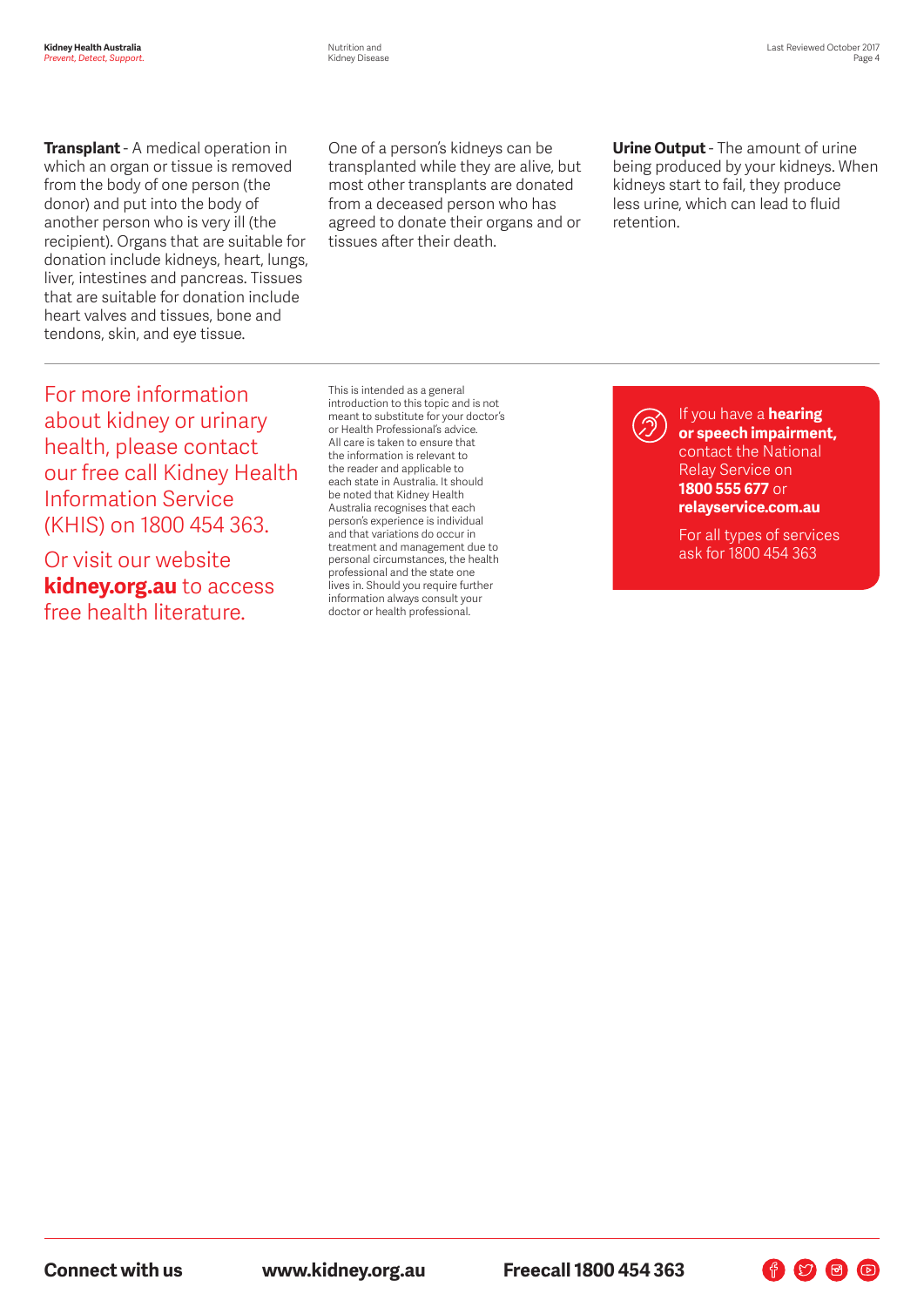**Transplant** - A medical operation in which an organ or tissue is removed from the body of one person (the donor) and put into the body of another person who is very ill (the recipient). Organs that are suitable for donation include kidneys, heart, lungs, liver, intestines and pancreas. Tissues that are suitable for donation include heart valves and tissues, bone and tendons, skin, and eye tissue. One of a person's kidneys can be transplanted while they are alive, but most other transplants are donated from a deceased person who has agreed to donate their organs and or tissues after their death.

**Urine Output** - The amount of urine being produced by your kidneys. When kidneys start to fail, they produce less urine, which can lead to fluid retention.

---

For more information about kidney or urinary health, please contact our free call Kidney Health Information Service (KHIS) on 1800 454 363.

Or visit our website **kidney.org.au** to access free health literature.

This is intended as a general introduction to this topic and is not meant to substitute for your doctor's or Health Professional's advice. All care is taken to ensure that the information is relevant to the reader and applicable to each state in Australia. It should be noted that Kidney Health Australia recognises that each person's experience is individual and that variations do occur in treatment and management due to personal circumstances, the health professional and the state one lives in. Should you require further information always consult your doctor or health professional.

If you have a **hearing or speech impairment,** contact the National Relay Service on **1800 555 677** or **relayservice.com.au**

For all types of services ask for 1800 454 363

---

**Connect with us** **www.kidney.org.au** **Freecall 1800 454 363**